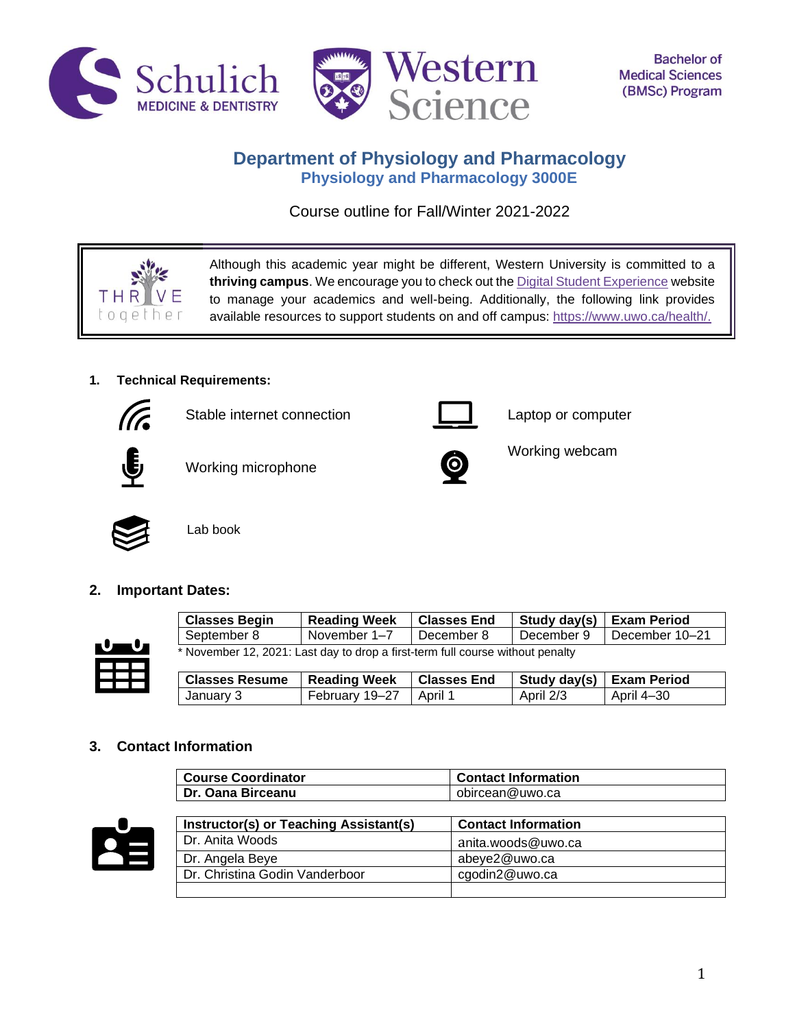Schulich MEDICINE & DENTISTRY | Western Science | Bachelor of Medical Sciences (BMSc) Program

# Department of Physiology and Pharmacology

## Physiology and Pharmacology 3000E

Course outline for Fall/Winter 2021-2022

Although this academic year might be different, Western University is committed to a **thriving campus**. We encourage you to check out the [Digital Student Experience](#) website to manage your academics and well-being. Additionally, the following link provides available resources to support students on and off campus: [https://www.uwo.ca/health/.](https://www.uwo.ca/health/)

### 1. Technical Requirements:

- Stable internet connection
- Laptop or computer
- Working microphone
- Working webcam
- Lab book

### 2. Important Dates:

| Classes Begin | Reading Week | Classes End | Study day(s) | Exam Period |
|---|---|---|---|---|
| September 8 | November 1–7 | December 8 | December 9 | December 10–21 |

* November 12, 2021: Last day to drop a first-term full course without penalty

| Classes Resume | Reading Week | Classes End | Study day(s) | Exam Period |
|---|---|---|---|---|
| January 3 | February 19–27 | April 1 | April 2/3 | April 4–30 |

### 3. Contact Information

| Course Coordinator | Contact Information |
|---|---|
| **Dr. Oana Birceanu** | obircean@uwo.ca |

| Instructor(s) or Teaching Assistant(s) | Contact Information |
|---|---|
| Dr. Anita Woods | anita.woods@uwo.ca |
| Dr. Angela Beye | abeye2@uwo.ca |
| Dr. Christina Godin Vanderboor | cgodin2@uwo.ca |
| | |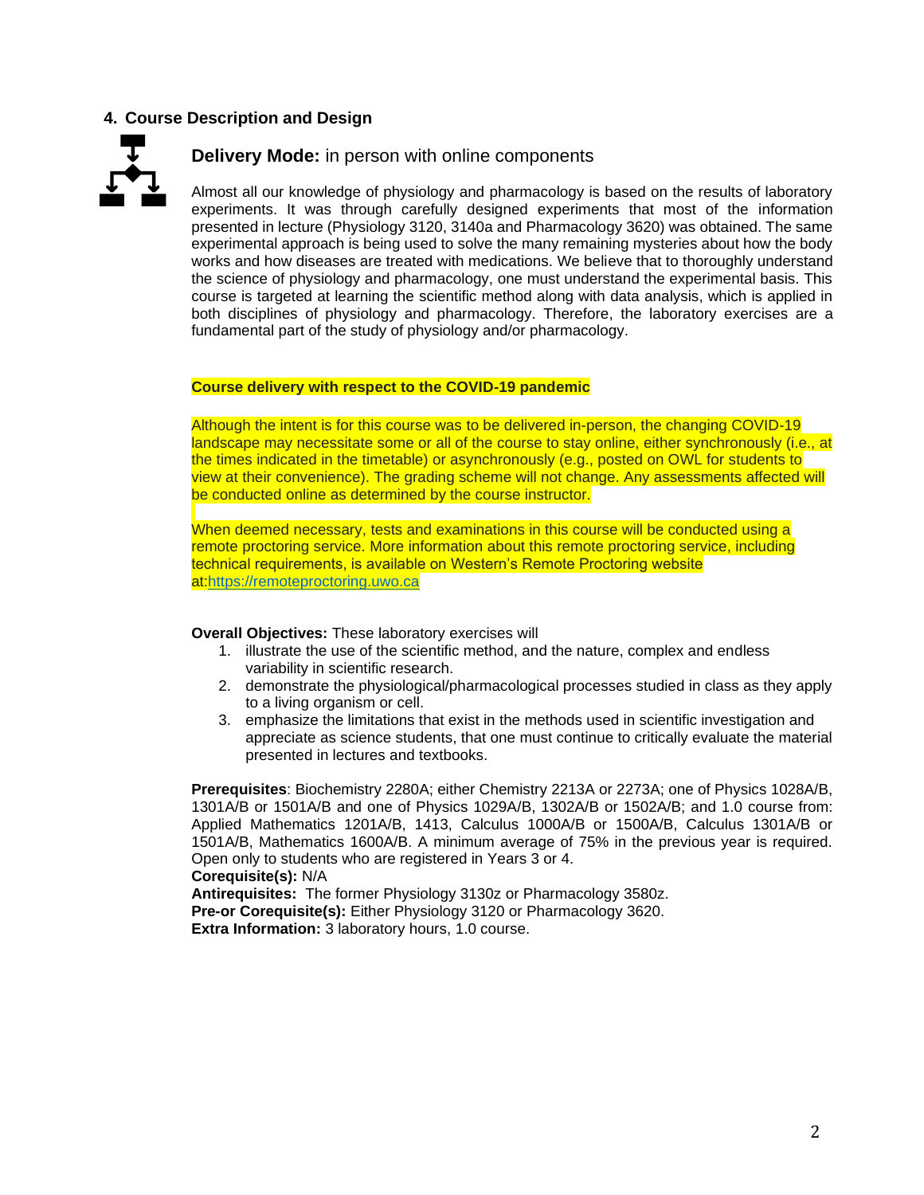## 4. Course Description and Design

**Delivery Mode:** in person with online components

Almost all our knowledge of physiology and pharmacology is based on the results of laboratory experiments. It was through carefully designed experiments that most of the information presented in lecture (Physiology 3120, 3140a and Pharmacology 3620) was obtained. The same experimental approach is being used to solve the many remaining mysteries about how the body works and how diseases are treated with medications. We believe that to thoroughly understand the science of physiology and pharmacology, one must understand the experimental basis. This course is targeted at learning the scientific method along with data analysis, which is applied in both disciplines of physiology and pharmacology. Therefore, the laboratory exercises are a fundamental part of the study of physiology and/or pharmacology.

**Course delivery with respect to the COVID-19 pandemic**

Although the intent is for this course was to be delivered in-person, the changing COVID-19 landscape may necessitate some or all of the course to stay online, either synchronously (i.e., at the times indicated in the timetable) or asynchronously (e.g., posted on OWL for students to view at their convenience). The grading scheme will not change. Any assessments affected will be conducted online as determined by the course instructor.

When deemed necessary, tests and examinations in this course will be conducted using a remote proctoring service. More information about this remote proctoring service, including technical requirements, is available on Western's Remote Proctoring website at:https://remoteproctoring.uwo.ca

**Overall Objectives:** These laboratory exercises will

1. illustrate the use of the scientific method, and the nature, complex and endless variability in scientific research.
2. demonstrate the physiological/pharmacological processes studied in class as they apply to a living organism or cell.
3. emphasize the limitations that exist in the methods used in scientific investigation and appreciate as science students, that one must continue to critically evaluate the material presented in lectures and textbooks.

**Prerequisites**: Biochemistry 2280A; either Chemistry 2213A or 2273A; one of Physics 1028A/B, 1301A/B or 1501A/B and one of Physics 1029A/B, 1302A/B or 1502A/B; and 1.0 course from: Applied Mathematics 1201A/B, 1413, Calculus 1000A/B or 1500A/B, Calculus 1301A/B or 1501A/B, Mathematics 1600A/B. A minimum average of 75% in the previous year is required. Open only to students who are registered in Years 3 or 4.
**Corequisite(s):** N/A
**Antirequisites:** The former Physiology 3130z or Pharmacology 3580z.
**Pre-or Corequisite(s):** Either Physiology 3120 or Pharmacology 3620.
**Extra Information:** 3 laboratory hours, 1.0 course.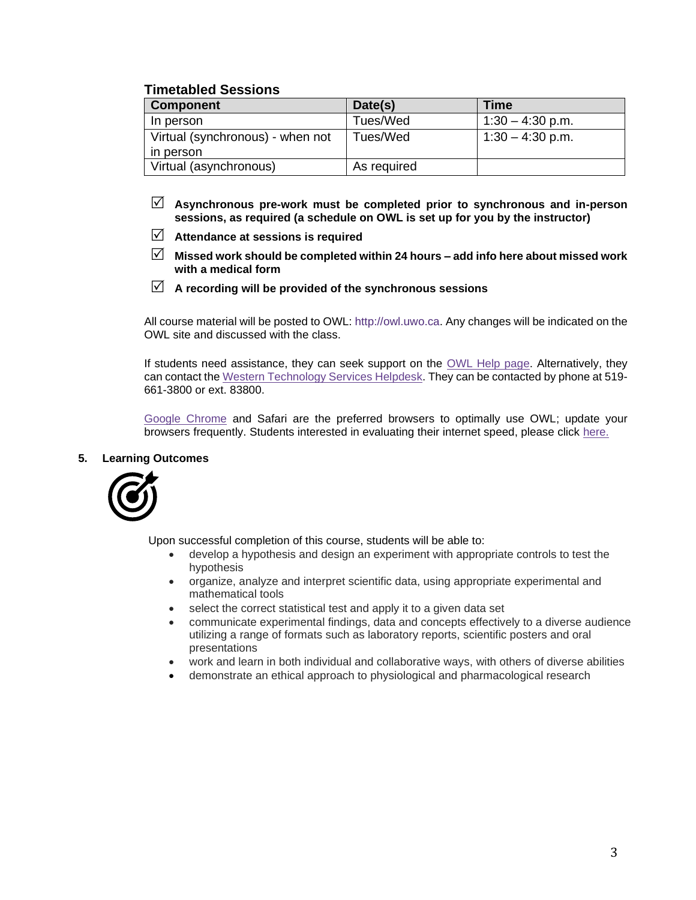### Timetabled Sessions

| Component | Date(s) | Time |
| --- | --- | --- |
| In person | Tues/Wed | 1:30 – 4:30 p.m. |
| Virtual (synchronous) - when not in person | Tues/Wed | 1:30 – 4:30 p.m. |
| Virtual (asynchronous) | As required | |

- ☑ **Asynchronous pre-work must be completed prior to synchronous and in-person sessions, as required (a schedule on OWL is set up for you by the instructor)**
- ☑ **Attendance at sessions is required**
- ☑ **Missed work should be completed within 24 hours – add info here about missed work with a medical form**
- ☑ **A recording will be provided of the synchronous sessions**

All course material will be posted to OWL: http://owl.uwo.ca. Any changes will be indicated on the OWL site and discussed with the class.

If students need assistance, they can seek support on the OWL Help page. Alternatively, they can contact the Western Technology Services Helpdesk. They can be contacted by phone at 519-661-3800 or ext. 83800.

Google Chrome and Safari are the preferred browsers to optimally use OWL; update your browsers frequently. Students interested in evaluating their internet speed, please click here.

## 5. Learning Outcomes

Upon successful completion of this course, students will be able to:

- develop a hypothesis and design an experiment with appropriate controls to test the hypothesis
- organize, analyze and interpret scientific data, using appropriate experimental and mathematical tools
- select the correct statistical test and apply it to a given data set
- communicate experimental findings, data and concepts effectively to a diverse audience utilizing a range of formats such as laboratory reports, scientific posters and oral presentations
- work and learn in both individual and collaborative ways, with others of diverse abilities
- demonstrate an ethical approach to physiological and pharmacological research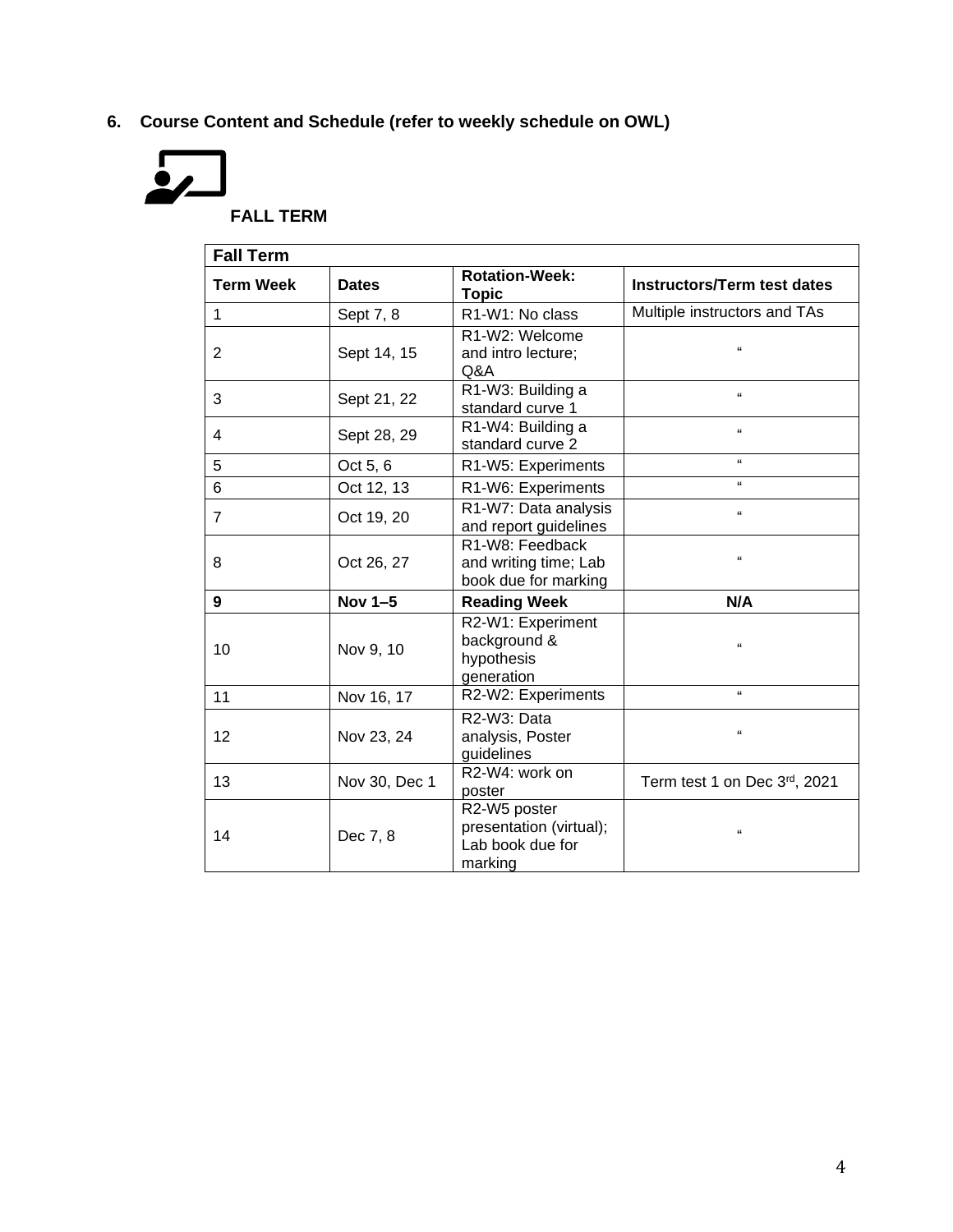## 6. Course Content and Schedule (refer to weekly schedule on OWL)

**FALL TERM**

| Fall Term | | | |
|---|---|---|---|
| **Term Week** | **Dates** | **Rotation-Week: Topic** | **Instructors/Term test dates** |
| 1 | Sept 7, 8 | R1-W1: No class | Multiple instructors and TAs |
| 2 | Sept 14, 15 | R1-W2: Welcome and intro lecture; Q&A | " |
| 3 | Sept 21, 22 | R1-W3: Building a standard curve 1 | " |
| 4 | Sept 28, 29 | R1-W4: Building a standard curve 2 | " |
| 5 | Oct 5, 6 | R1-W5: Experiments | " |
| 6 | Oct 12, 13 | R1-W6: Experiments | " |
| 7 | Oct 19, 20 | R1-W7: Data analysis and report guidelines | " |
| 8 | Oct 26, 27 | R1-W8: Feedback and writing time; Lab book due for marking | " |
| **9** | **Nov 1–5** | **Reading Week** | **N/A** |
| 10 | Nov 9, 10 | R2-W1: Experiment background & hypothesis generation | " |
| 11 | Nov 16, 17 | R2-W2: Experiments | " |
| 12 | Nov 23, 24 | R2-W3: Data analysis, Poster guidelines | " |
| 13 | Nov 30, Dec 1 | R2-W4: work on poster | Term test 1 on Dec 3rd, 2021 |
| 14 | Dec 7, 8 | R2-W5 poster presentation (virtual); Lab book due for marking | " |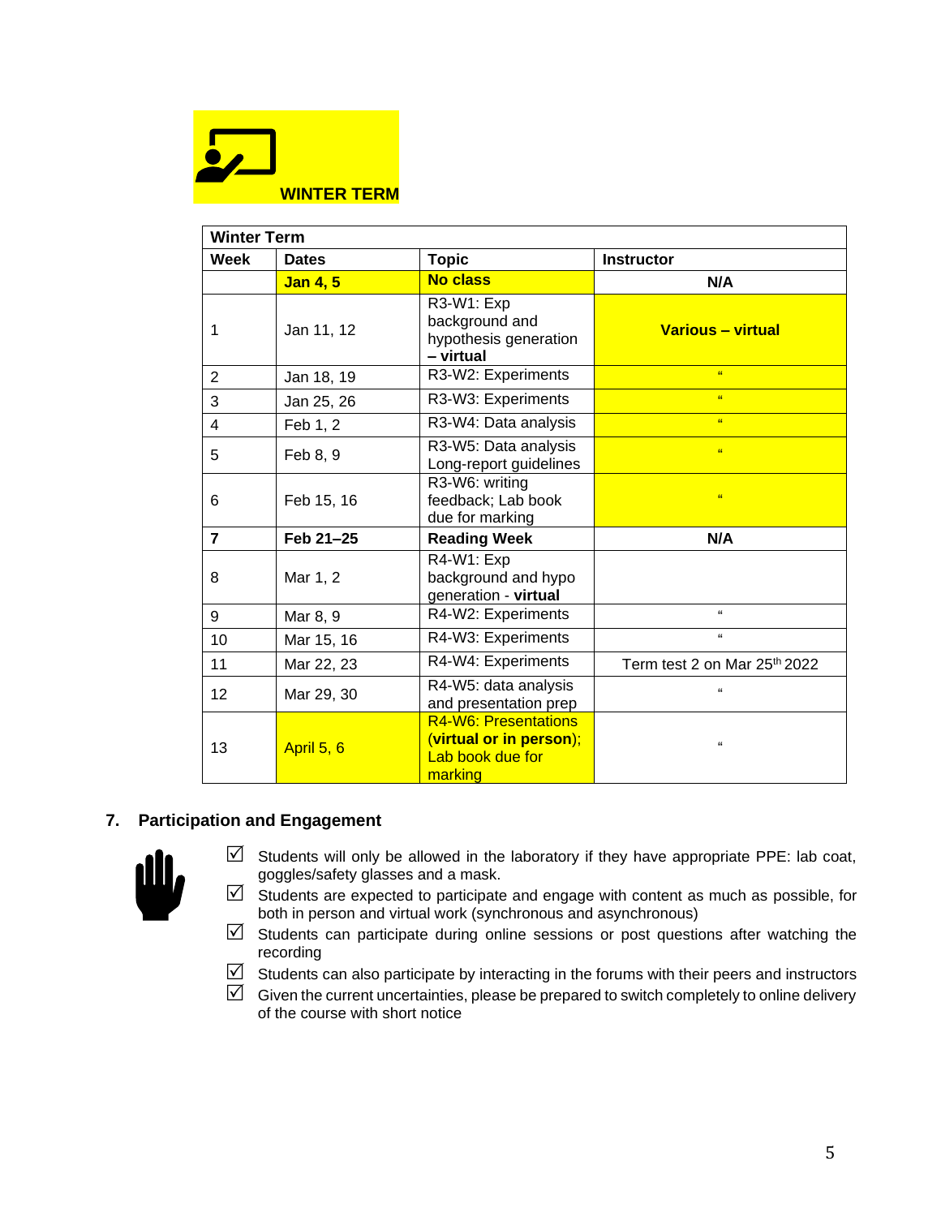WINTER TERM

| Winter Term | | | |
|---|---|---|---|
| **Week** | **Dates** | **Topic** | **Instructor** |
| | **Jan 4, 5** | **No class** | **N/A** |
| 1 | Jan 11, 12 | R3-W1: Exp background and hypothesis generation **– virtual** | **Various – virtual** |
| 2 | Jan 18, 19 | R3-W2: Experiments | " |
| 3 | Jan 25, 26 | R3-W3: Experiments | " |
| 4 | Feb 1, 2 | R3-W4: Data analysis | " |
| 5 | Feb 8, 9 | R3-W5: Data analysis Long-report guidelines | " |
| 6 | Feb 15, 16 | R3-W6: writing feedback; Lab book due for marking | " |
| **7** | **Feb 21–25** | **Reading Week** | **N/A** |
| 8 | Mar 1, 2 | R4-W1: Exp background and hypo generation - **virtual** | |
| 9 | Mar 8, 9 | R4-W2: Experiments | " |
| 10 | Mar 15, 16 | R4-W3: Experiments | " |
| 11 | Mar 22, 23 | R4-W4: Experiments | Term test 2 on Mar 25th 2022 |
| 12 | Mar 29, 30 | R4-W5: data analysis and presentation prep | " |
| 13 | April 5, 6 | R4-W6: Presentations (**virtual or in person**); Lab book due for marking | " |

## 7. Participation and Engagement

- ☑ Students will only be allowed in the laboratory if they have appropriate PPE: lab coat, goggles/safety glasses and a mask.
- ☑ Students are expected to participate and engage with content as much as possible, for both in person and virtual work (synchronous and asynchronous)
- ☑ Students can participate during online sessions or post questions after watching the recording
- ☑ Students can also participate by interacting in the forums with their peers and instructors
- ☑ Given the current uncertainties, please be prepared to switch completely to online delivery of the course with short notice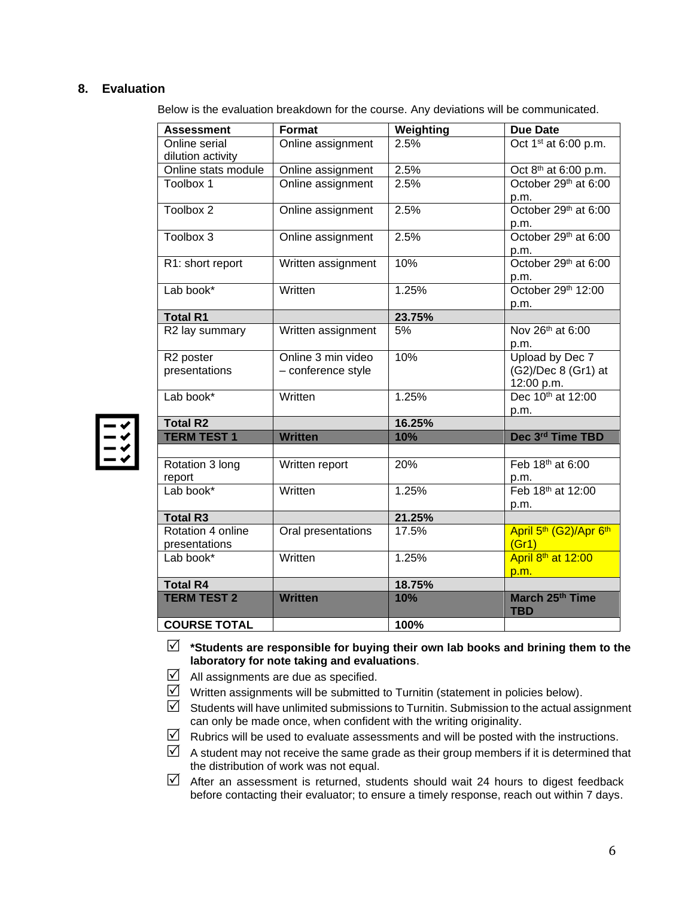## 8. Evaluation

Below is the evaluation breakdown for the course. Any deviations will be communicated.

| Assessment | Format | Weighting | Due Date |
|---|---|---|---|
| Online serial dilution activity | Online assignment | 2.5% | Oct 1st at 6:00 p.m. |
| Online stats module | Online assignment | 2.5% | Oct 8th at 6:00 p.m. |
| Toolbox 1 | Online assignment | 2.5% | October 29th at 6:00 p.m. |
| Toolbox 2 | Online assignment | 2.5% | October 29th at 6:00 p.m. |
| Toolbox 3 | Online assignment | 2.5% | October 29th at 6:00 p.m. |
| R1: short report | Written assignment | 10% | October 29th at 6:00 p.m. |
| Lab book* | Written | 1.25% | October 29th 12:00 p.m. |
| **Total R1** | | **23.75%** | |
| R2 lay summary | Written assignment | 5% | Nov 26th at 6:00 p.m. |
| R2 poster presentations | Online 3 min video – conference style | 10% | Upload by Dec 7 (G2)/Dec 8 (Gr1) at 12:00 p.m. |
| Lab book* | Written | 1.25% | Dec 10th at 12:00 p.m. |
| **Total R2** | | **16.25%** | |
| **TERM TEST 1** | **Written** | **10%** | **Dec 3rd Time TBD** |
| | | | |
| Rotation 3 long report | Written report | 20% | Feb 18th at 6:00 p.m. |
| Lab book* | Written | 1.25% | Feb 18th at 12:00 p.m. |
| **Total R3** | | **21.25%** | |
| Rotation 4 online presentations | Oral presentations | 17.5% | April 5th (G2)/Apr 6th (Gr1) |
| Lab book* | Written | 1.25% | April 8th at 12:00 p.m. |
| **Total R4** | | **18.75%** | |
| **TERM TEST 2** | **Written** | **10%** | **March 25th Time TBD** |
| **COURSE TOTAL** | | **100%** | |

- ☑ ***Students are responsible for buying their own lab books and brining them to the laboratory for note taking and evaluations**.
- ☑ All assignments are due as specified.
- ☑ Written assignments will be submitted to Turnitin (statement in policies below).
- ☑ Students will have unlimited submissions to Turnitin. Submission to the actual assignment can only be made once, when confident with the writing originality.
- ☑ Rubrics will be used to evaluate assessments and will be posted with the instructions.
- ☑ A student may not receive the same grade as their group members if it is determined that the distribution of work was not equal.
- ☑ After an assessment is returned, students should wait 24 hours to digest feedback before contacting their evaluator; to ensure a timely response, reach out within 7 days.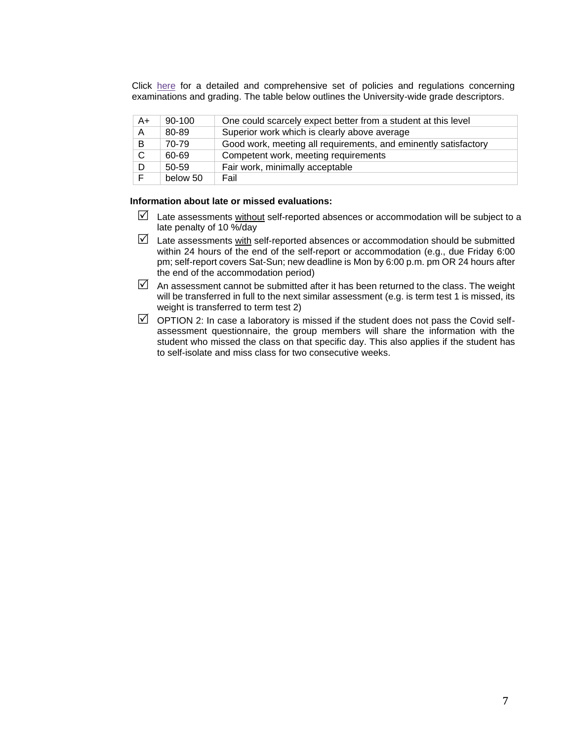Click here for a detailed and comprehensive set of policies and regulations concerning examinations and grading. The table below outlines the University-wide grade descriptors.

| | | |
|---|---|---|
| A+ | 90-100 | One could scarcely expect better from a student at this level |
| A | 80-89 | Superior work which is clearly above average |
| B | 70-79 | Good work, meeting all requirements, and eminently satisfactory |
| C | 60-69 | Competent work, meeting requirements |
| D | 50-59 | Fair work, minimally acceptable |
| F | below 50 | Fail |

**Information about late or missed evaluations:**

- ☑ Late assessments without self-reported absences or accommodation will be subject to a late penalty of 10 %/day
- ☑ Late assessments with self-reported absences or accommodation should be submitted within 24 hours of the end of the self-report or accommodation (e.g., due Friday 6:00 pm; self-report covers Sat-Sun; new deadline is Mon by 6:00 p.m. pm OR 24 hours after the end of the accommodation period)
- ☑ An assessment cannot be submitted after it has been returned to the class. The weight will be transferred in full to the next similar assessment (e.g. is term test 1 is missed, its weight is transferred to term test 2)
- ☑ OPTION 2: In case a laboratory is missed if the student does not pass the Covid self-assessment questionnaire, the group members will share the information with the student who missed the class on that specific day. This also applies if the student has to self-isolate and miss class for two consecutive weeks.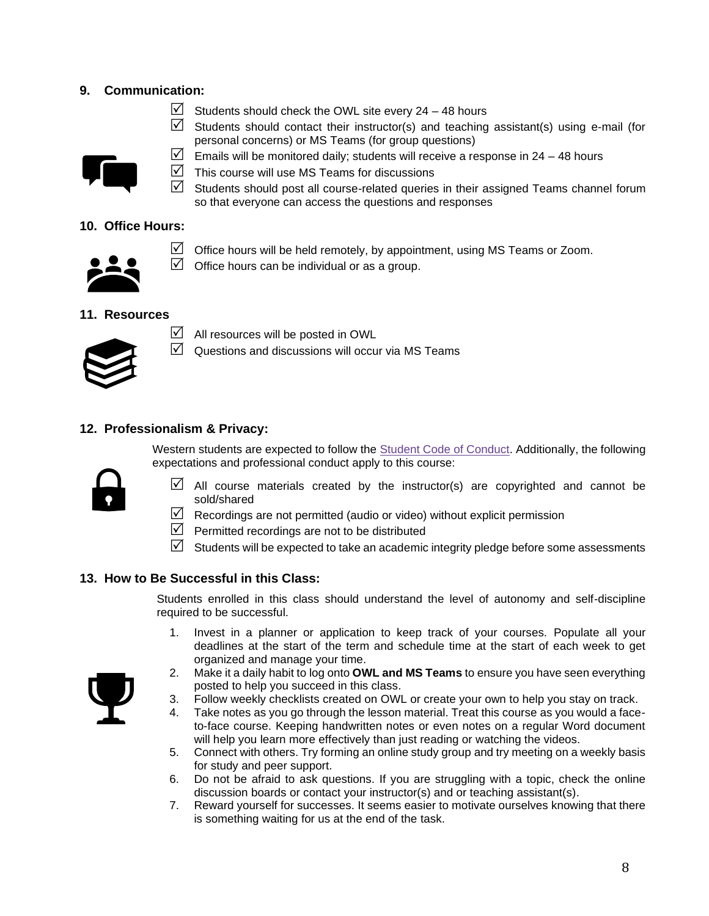## 9. Communication:

- ☑ Students should check the OWL site every 24 – 48 hours
- ☑ Students should contact their instructor(s) and teaching assistant(s) using e-mail (for personal concerns) or MS Teams (for group questions)
- ☑ Emails will be monitored daily; students will receive a response in 24 – 48 hours
- ☑ This course will use MS Teams for discussions
- ☑ Students should post all course-related queries in their assigned Teams channel forum so that everyone can access the questions and responses

## 10. Office Hours:

- ☑ Office hours will be held remotely, by appointment, using MS Teams or Zoom.
- ☑ Office hours can be individual or as a group.

## 11. Resources

- ☑ All resources will be posted in OWL
- ☑ Questions and discussions will occur via MS Teams

## 12. Professionalism & Privacy:

Western students are expected to follow the Student Code of Conduct. Additionally, the following expectations and professional conduct apply to this course:

- ☑ All course materials created by the instructor(s) are copyrighted and cannot be sold/shared
- ☑ Recordings are not permitted (audio or video) without explicit permission
- ☑ Permitted recordings are not to be distributed
- ☑ Students will be expected to take an academic integrity pledge before some assessments

## 13. How to Be Successful in this Class:

Students enrolled in this class should understand the level of autonomy and self-discipline required to be successful.

1. Invest in a planner or application to keep track of your courses. Populate all your deadlines at the start of the term and schedule time at the start of each week to get organized and manage your time.
2. Make it a daily habit to log onto **OWL and MS Teams** to ensure you have seen everything posted to help you succeed in this class.
3. Follow weekly checklists created on OWL or create your own to help you stay on track.
4. Take notes as you go through the lesson material. Treat this course as you would a face-to-face course. Keeping handwritten notes or even notes on a regular Word document will help you learn more effectively than just reading or watching the videos.
5. Connect with others. Try forming an online study group and try meeting on a weekly basis for study and peer support.
6. Do not be afraid to ask questions. If you are struggling with a topic, check the online discussion boards or contact your instructor(s) and or teaching assistant(s).
7. Reward yourself for successes. It seems easier to motivate ourselves knowing that there is something waiting for us at the end of the task.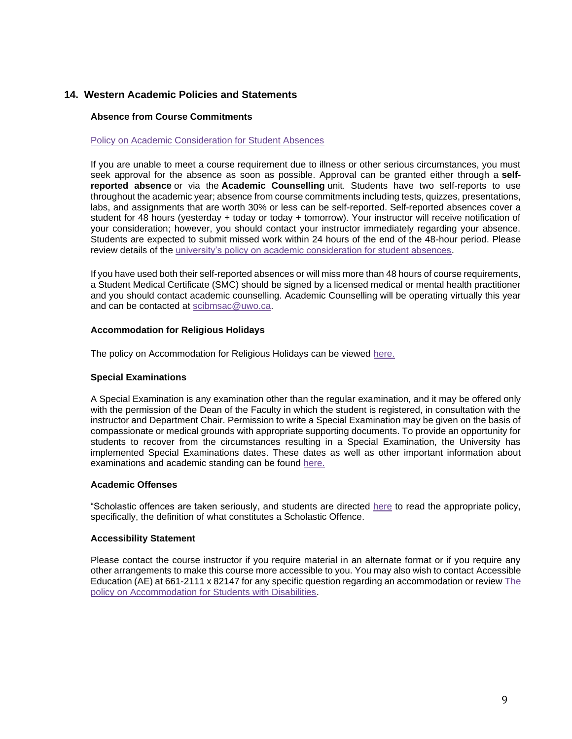## 14. Western Academic Policies and Statements

### Absence from Course Commitments

[Policy on Academic Consideration for Student Absences]

If you are unable to meet a course requirement due to illness or other serious circumstances, you must seek approval for the absence as soon as possible. Approval can be granted either through a **self-reported absence** or via the **Academic Counselling** unit. Students have two self-reports to use throughout the academic year; absence from course commitments including tests, quizzes, presentations, labs, and assignments that are worth 30% or less can be self-reported. Self-reported absences cover a student for 48 hours (yesterday + today or today + tomorrow). Your instructor will receive notification of your consideration; however, you should contact your instructor immediately regarding your absence. Students are expected to submit missed work within 24 hours of the end of the 48-hour period. Please review details of the university's policy on academic consideration for student absences.

If you have used both their self-reported absences or will miss more than 48 hours of course requirements, a Student Medical Certificate (SMC) should be signed by a licensed medical or mental health practitioner and you should contact academic counselling. Academic Counselling will be operating virtually this year and can be contacted at scibmsac@uwo.ca.

### Accommodation for Religious Holidays

The policy on Accommodation for Religious Holidays can be viewed here.

### Special Examinations

A Special Examination is any examination other than the regular examination, and it may be offered only with the permission of the Dean of the Faculty in which the student is registered, in consultation with the instructor and Department Chair. Permission to write a Special Examination may be given on the basis of compassionate or medical grounds with appropriate supporting documents. To provide an opportunity for students to recover from the circumstances resulting in a Special Examination, the University has implemented Special Examinations dates. These dates as well as other important information about examinations and academic standing can be found here.

### Academic Offenses

"Scholastic offences are taken seriously, and students are directed here to read the appropriate policy, specifically, the definition of what constitutes a Scholastic Offence.

### Accessibility Statement

Please contact the course instructor if you require material in an alternate format or if you require any other arrangements to make this course more accessible to you. You may also wish to contact Accessible Education (AE) at 661-2111 x 82147 for any specific question regarding an accommodation or review The policy on Accommodation for Students with Disabilities.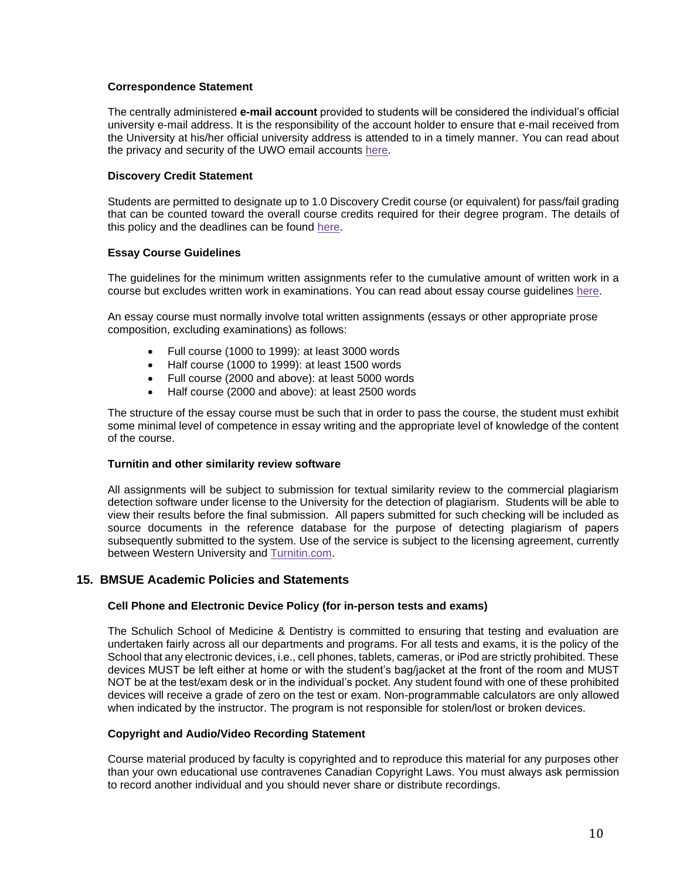### Correspondence Statement

The centrally administered **e-mail account** provided to students will be considered the individual's official university e-mail address. It is the responsibility of the account holder to ensure that e-mail received from the University at his/her official university address is attended to in a timely manner. You can read about the privacy and security of the UWO email accounts here.

### Discovery Credit Statement

Students are permitted to designate up to 1.0 Discovery Credit course (or equivalent) for pass/fail grading that can be counted toward the overall course credits required for their degree program. The details of this policy and the deadlines can be found here.

### Essay Course Guidelines

The guidelines for the minimum written assignments refer to the cumulative amount of written work in a course but excludes written work in examinations. You can read about essay course guidelines here.

An essay course must normally involve total written assignments (essays or other appropriate prose composition, excluding examinations) as follows:

- Full course (1000 to 1999): at least 3000 words
- Half course (1000 to 1999): at least 1500 words
- Full course (2000 and above): at least 5000 words
- Half course (2000 and above): at least 2500 words

The structure of the essay course must be such that in order to pass the course, the student must exhibit some minimal level of competence in essay writing and the appropriate level of knowledge of the content of the course.

### Turnitin and other similarity review software

All assignments will be subject to submission for textual similarity review to the commercial plagiarism detection software under license to the University for the detection of plagiarism. Students will be able to view their results before the final submission. All papers submitted for such checking will be included as source documents in the reference database for the purpose of detecting plagiarism of papers subsequently submitted to the system. Use of the service is subject to the licensing agreement, currently between Western University and Turnitin.com.

## 15. BMSUE Academic Policies and Statements

### Cell Phone and Electronic Device Policy (for in-person tests and exams)

The Schulich School of Medicine & Dentistry is committed to ensuring that testing and evaluation are undertaken fairly across all our departments and programs. For all tests and exams, it is the policy of the School that any electronic devices, i.e., cell phones, tablets, cameras, or iPod are strictly prohibited. These devices MUST be left either at home or with the student's bag/jacket at the front of the room and MUST NOT be at the test/exam desk or in the individual's pocket. Any student found with one of these prohibited devices will receive a grade of zero on the test or exam. Non-programmable calculators are only allowed when indicated by the instructor. The program is not responsible for stolen/lost or broken devices.

### Copyright and Audio/Video Recording Statement

Course material produced by faculty is copyrighted and to reproduce this material for any purposes other than your own educational use contravenes Canadian Copyright Laws. You must always ask permission to record another individual and you should never share or distribute recordings.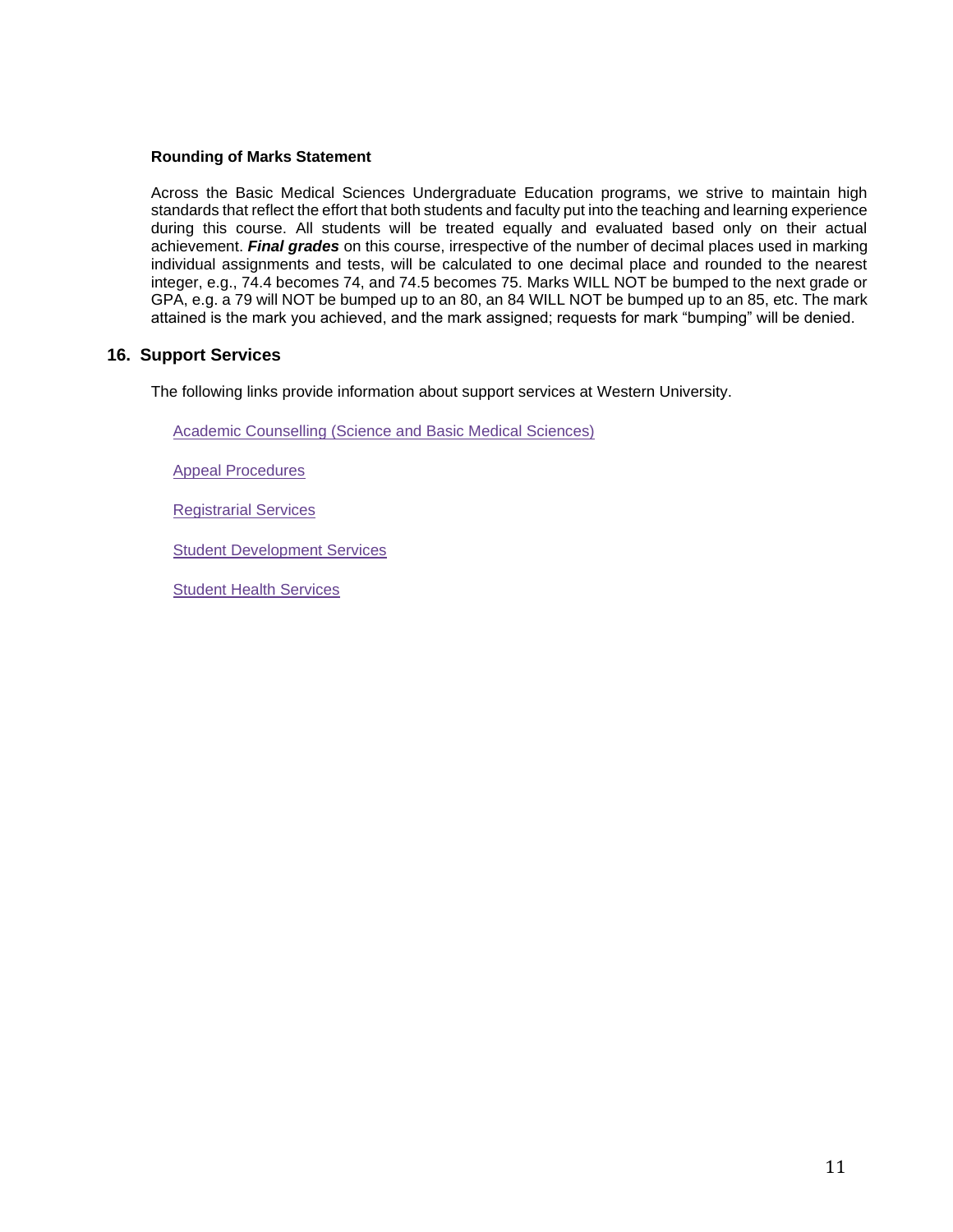**Rounding of Marks Statement**

Across the Basic Medical Sciences Undergraduate Education programs, we strive to maintain high standards that reflect the effort that both students and faculty put into the teaching and learning experience during this course. All students will be treated equally and evaluated based only on their actual achievement. ***Final grades*** on this course, irrespective of the number of decimal places used in marking individual assignments and tests, will be calculated to one decimal place and rounded to the nearest integer, e.g., 74.4 becomes 74, and 74.5 becomes 75. Marks WILL NOT be bumped to the next grade or GPA, e.g. a 79 will NOT be bumped up to an 80, an 84 WILL NOT be bumped up to an 85, etc. The mark attained is the mark you achieved, and the mark assigned; requests for mark "bumping" will be denied.

## 16. Support Services

The following links provide information about support services at Western University.

Academic Counselling (Science and Basic Medical Sciences)

Appeal Procedures

Registrarial Services

Student Development Services

Student Health Services